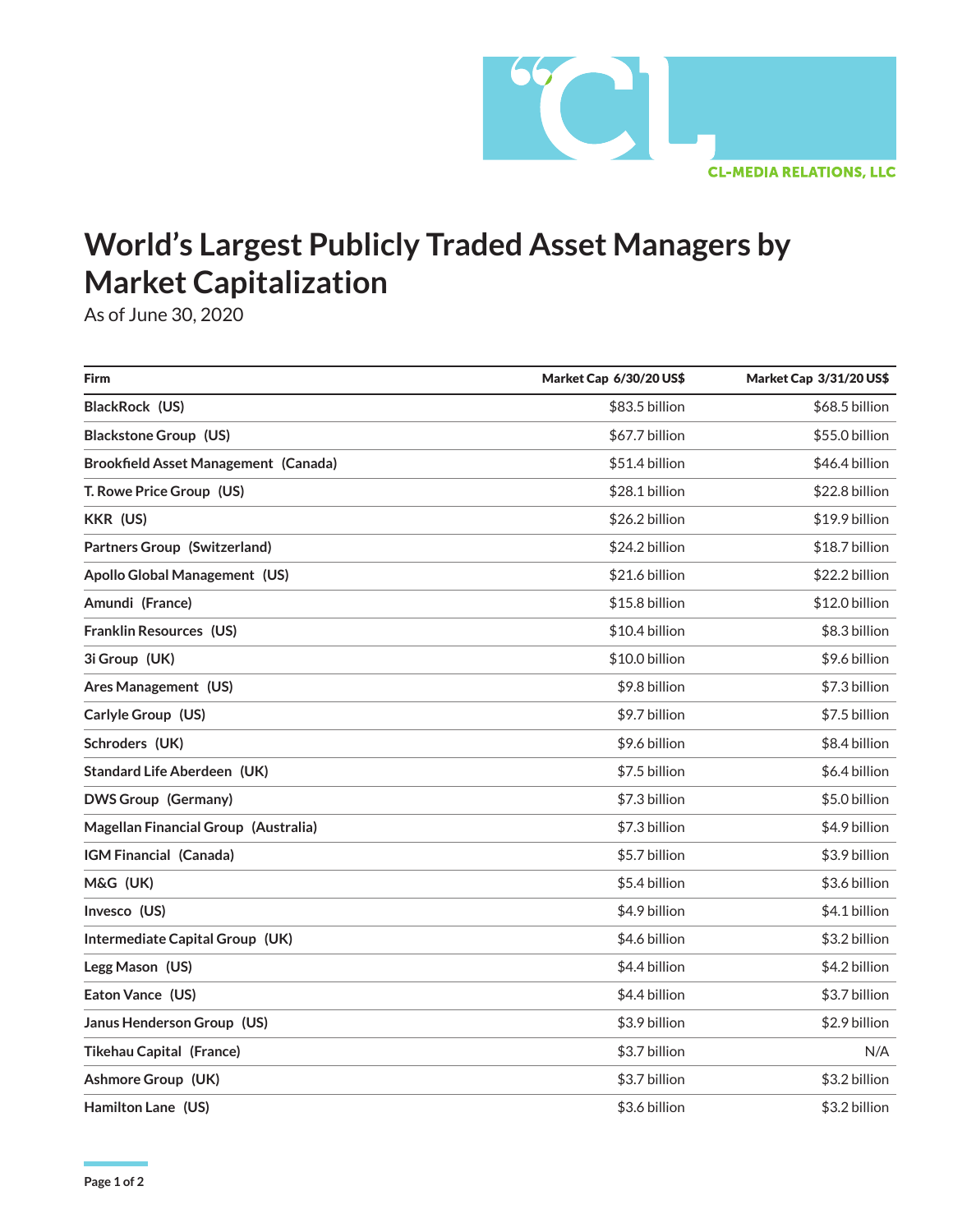CL-MEDIA RELATIONS, LLC

# World's Largest Publicly Traded Asset Managers by Market Capitalization

As of June 30, 2020

| Firm | Market Cap 6/30/20 US$ | Market Cap 3/31/20 US$ |
|---|---|---|
| **BlackRock (US)** | $83.5 billion | $68.5 billion |
| **Blackstone Group (US)** | $67.7 billion | $55.0 billion |
| **Brookfield Asset Management (Canada)** | $51.4 billion | $46.4 billion |
| **T. Rowe Price Group (US)** | $28.1 billion | $22.8 billion |
| **KKR (US)** | $26.2 billion | $19.9 billion |
| **Partners Group (Switzerland)** | $24.2 billion | $18.7 billion |
| **Apollo Global Management (US)** | $21.6 billion | $22.2 billion |
| **Amundi (France)** | $15.8 billion | $12.0 billion |
| **Franklin Resources (US)** | $10.4 billion | $8.3 billion |
| **3i Group (UK)** | $10.0 billion | $9.6 billion |
| **Ares Management (US)** | $9.8 billion | $7.3 billion |
| **Carlyle Group (US)** | $9.7 billion | $7.5 billion |
| **Schroders (UK)** | $9.6 billion | $8.4 billion |
| **Standard Life Aberdeen (UK)** | $7.5 billion | $6.4 billion |
| **DWS Group (Germany)** | $7.3 billion | $5.0 billion |
| **Magellan Financial Group (Australia)** | $7.3 billion | $4.9 billion |
| **IGM Financial (Canada)** | $5.7 billion | $3.9 billion |
| **M&G (UK)** | $5.4 billion | $3.6 billion |
| **Invesco (US)** | $4.9 billion | $4.1 billion |
| **Intermediate Capital Group (UK)** | $4.6 billion | $3.2 billion |
| **Legg Mason (US)** | $4.4 billion | $4.2 billion |
| **Eaton Vance (US)** | $4.4 billion | $3.7 billion |
| **Janus Henderson Group (US)** | $3.9 billion | $2.9 billion |
| **Tikehau Capital (France)** | $3.7 billion | N/A |
| **Ashmore Group (UK)** | $3.7 billion | $3.2 billion |
| **Hamilton Lane (US)** | $3.6 billion | $3.2 billion |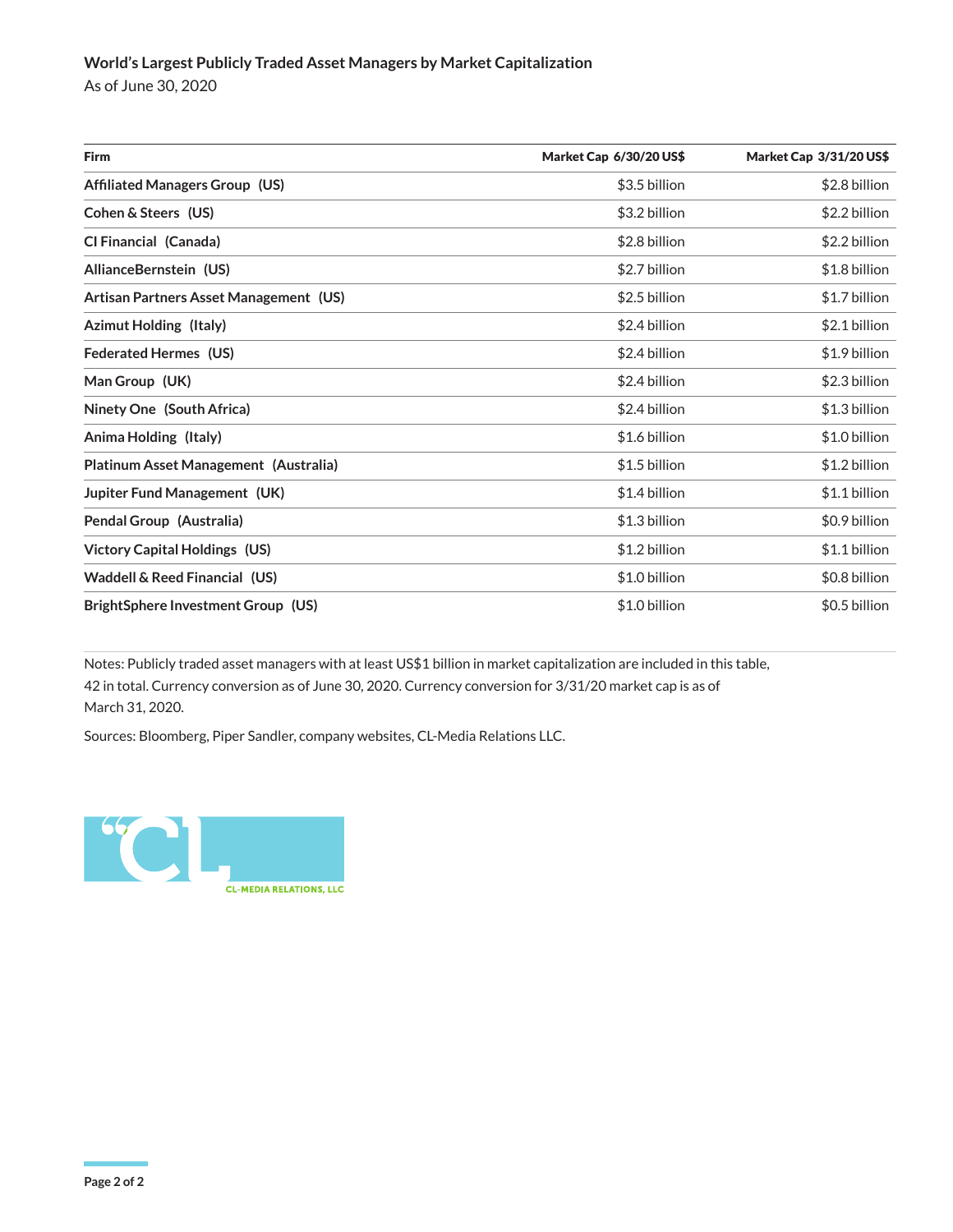**World's Largest Publicly Traded Asset Managers by Market Capitalization**
As of June 30, 2020

| Firm | Market Cap 6/30/20 US$ | Market Cap 3/31/20 US$ |
|---|---|---|
| **Affiliated Managers Group (US)** | $3.5 billion | $2.8 billion |
| **Cohen & Steers (US)** | $3.2 billion | $2.2 billion |
| **CI Financial (Canada)** | $2.8 billion | $2.2 billion |
| **AllianceBernstein (US)** | $2.7 billion | $1.8 billion |
| **Artisan Partners Asset Management (US)** | $2.5 billion | $1.7 billion |
| **Azimut Holding (Italy)** | $2.4 billion | $2.1 billion |
| **Federated Hermes (US)** | $2.4 billion | $1.9 billion |
| **Man Group (UK)** | $2.4 billion | $2.3 billion |
| **Ninety One (South Africa)** | $2.4 billion | $1.3 billion |
| **Anima Holding (Italy)** | $1.6 billion | $1.0 billion |
| **Platinum Asset Management (Australia)** | $1.5 billion | $1.2 billion |
| **Jupiter Fund Management (UK)** | $1.4 billion | $1.1 billion |
| **Pendal Group (Australia)** | $1.3 billion | $0.9 billion |
| **Victory Capital Holdings (US)** | $1.2 billion | $1.1 billion |
| **Waddell & Reed Financial (US)** | $1.0 billion | $0.8 billion |
| **BrightSphere Investment Group (US)** | $1.0 billion | $0.5 billion |

Notes: Publicly traded asset managers with at least US$1 billion in market capitalization are included in this table, 42 in total. Currency conversion as of June 30, 2020. Currency conversion for 3/31/20 market cap is as of March 31, 2020.

Sources: Bloomberg, Piper Sandler, company websites, CL-Media Relations LLC.

CL-MEDIA RELATIONS, LLC